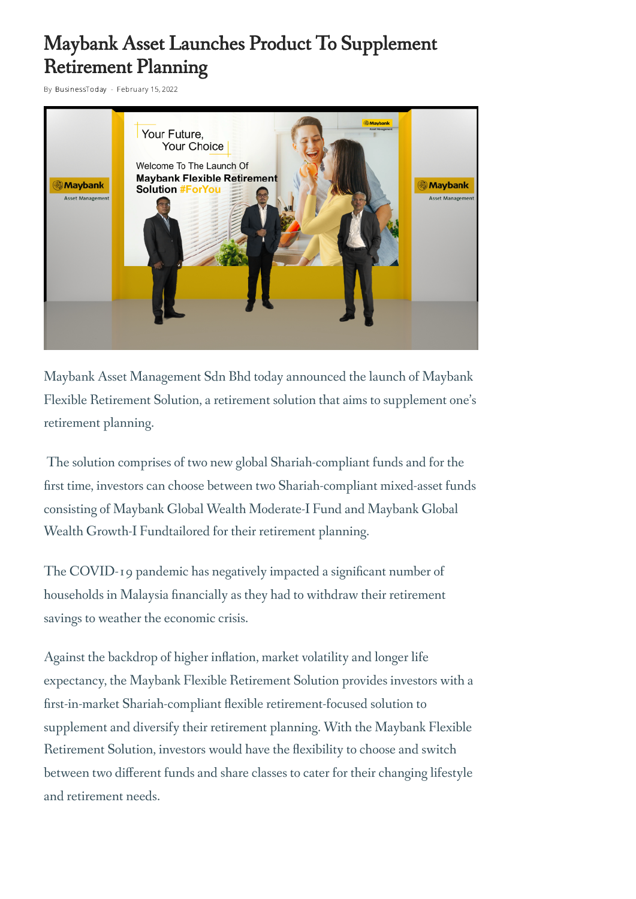# Maybank Asset Launches Product To Supplement Retirement Planning

By BusinessToday - February 15, 2022

Maybank Asset Management Sdn Bhd today announced the launch of Maybank Flexible Retirement Solution, a retirement solution that aims to supplement one's retirement planning.

The solution comprises of two new global Shariah-compliant funds and for the first time, investors can choose between two Shariah-compliant mixed-asset funds consisting of Maybank Global Wealth Moderate-I Fund and Maybank Global Wealth Growth-I Fundtailored for their retirement planning.

The COVID-19 pandemic has negatively impacted a significant number of households in Malaysia financially as they had to withdraw their retirement savings to weather the economic crisis.

Against the backdrop of higher inflation, market volatility and longer life expectancy, the Maybank Flexible Retirement Solution provides investors with a first-in-market Shariah-compliant flexible retirement-focused solution to supplement and diversify their retirement planning. With the Maybank Flexible Retirement Solution, investors would have the flexibility to choose and switch between two different funds and share classes to cater for their changing lifestyle and retirement needs.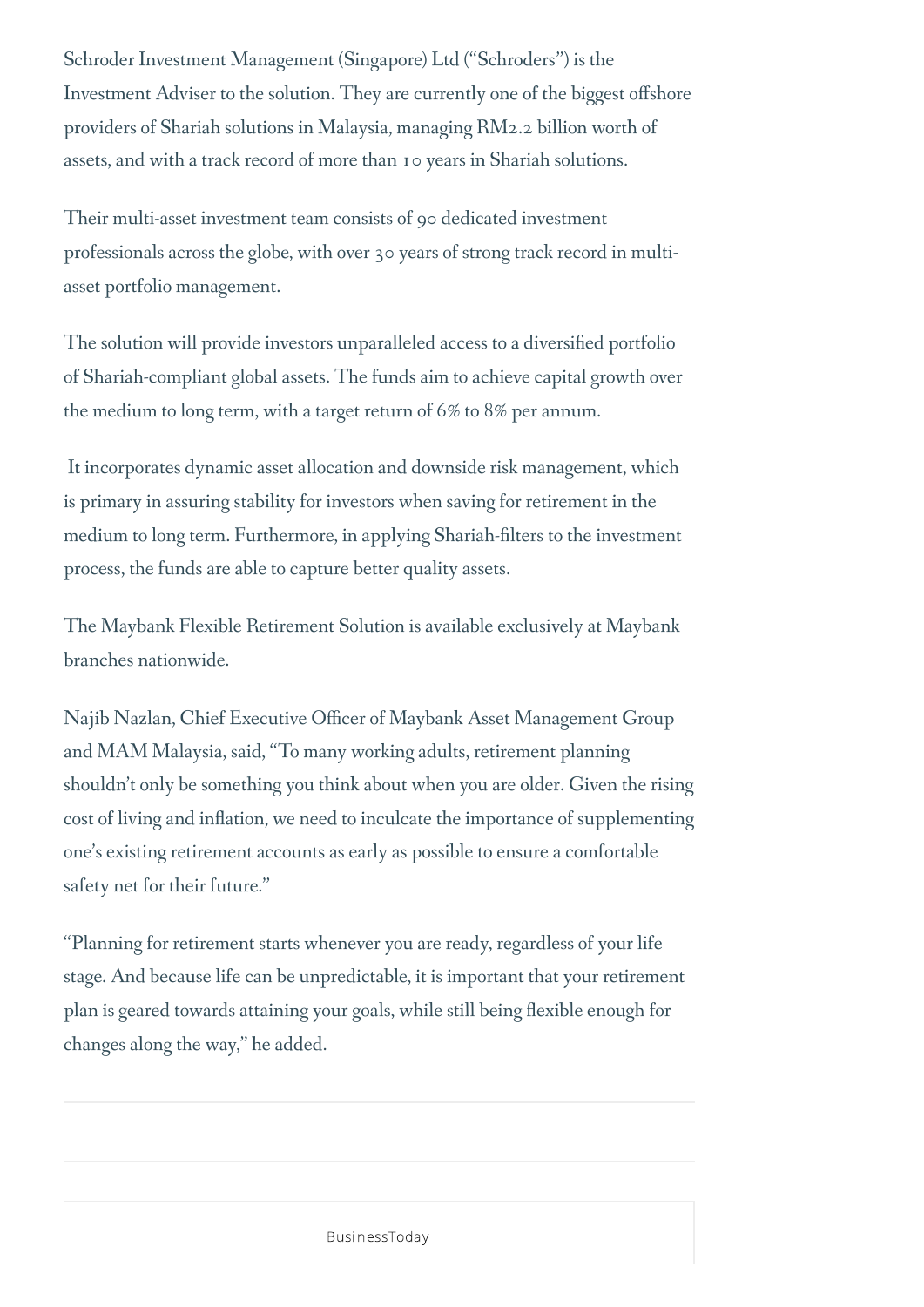Schroder Investment Management (Singapore) Ltd ("Schroders") is the Investment Adviser to the solution. They are currently one of the biggest offshore providers of Shariah solutions in Malaysia, managing RM2.2 billion worth of assets, and with a track record of more than 10 years in Shariah solutions.

Their multi-asset investment team consists of 90 dedicated investment professionals across the globe, with over 30 years of strong track record in multi-asset portfolio management.

The solution will provide investors unparalleled access to a diversified portfolio of Shariah-compliant global assets. The funds aim to achieve capital growth over the medium to long term, with a target return of 6% to 8% per annum.

It incorporates dynamic asset allocation and downside risk management, which is primary in assuring stability for investors when saving for retirement in the medium to long term. Furthermore, in applying Shariah-filters to the investment process, the funds are able to capture better quality assets.

The Maybank Flexible Retirement Solution is available exclusively at Maybank branches nationwide.

Najib Nazlan, Chief Executive Officer of Maybank Asset Management Group and MAM Malaysia, said, "To many working adults, retirement planning shouldn't only be something you think about when you are older. Given the rising cost of living and inflation, we need to inculcate the importance of supplementing one's existing retirement accounts as early as possible to ensure a comfortable safety net for their future."

"Planning for retirement starts whenever you are ready, regardless of your life stage. And because life can be unpredictable, it is important that your retirement plan is geared towards attaining your goals, while still being flexible enough for changes along the way," he added.

---

BusinessToday